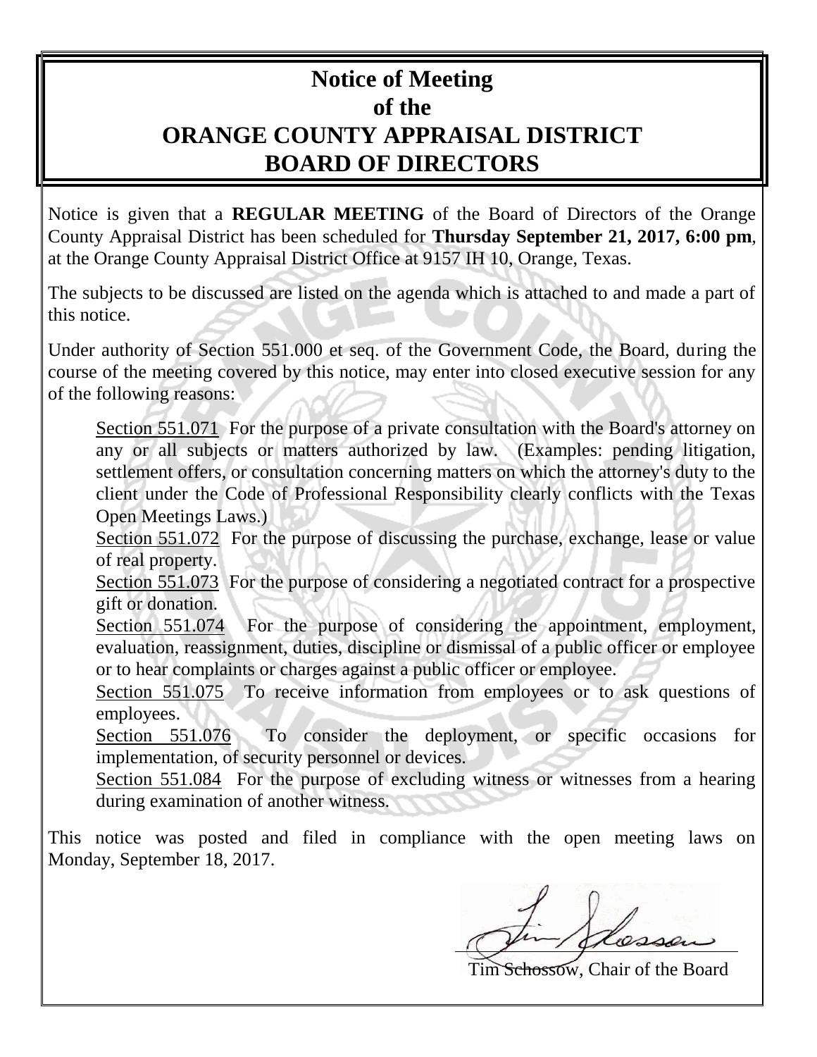# Notice of Meeting of the ORANGE COUNTY APPRAISAL DISTRICT BOARD OF DIRECTORS

Notice is given that a **REGULAR MEETING** of the Board of Directors of the Orange County Appraisal District has been scheduled for **Thursday September 21, 2017, 6:00 pm**, at the Orange County Appraisal District Office at 9157 IH 10, Orange, Texas.

The subjects to be discussed are listed on the agenda which is attached to and made a part of this notice.

Under authority of Section 551.000 et seq. of the Government Code, the Board, during the course of the meeting covered by this notice, may enter into closed executive session for any of the following reasons:

Section 551.071 For the purpose of a private consultation with the Board's attorney on any or all subjects or matters authorized by law. (Examples: pending litigation, settlement offers, or consultation concerning matters on which the attorney's duty to the client under the Code of Professional Responsibility clearly conflicts with the Texas Open Meetings Laws.)

Section 551.072 For the purpose of discussing the purchase, exchange, lease or value of real property.

Section 551.073 For the purpose of considering a negotiated contract for a prospective gift or donation.

Section 551.074 For the purpose of considering the appointment, employment, evaluation, reassignment, duties, discipline or dismissal of a public officer or employee or to hear complaints or charges against a public officer or employee.

Section 551.075 To receive information from employees or to ask questions of employees.

Section 551.076 To consider the deployment, or specific occasions for implementation, of security personnel or devices.

Section 551.084 For the purpose of excluding witness or witnesses from a hearing during examination of another witness.

This notice was posted and filed in compliance with the open meeting laws on Monday, September 18, 2017.

Tim Schossow, Chair of the Board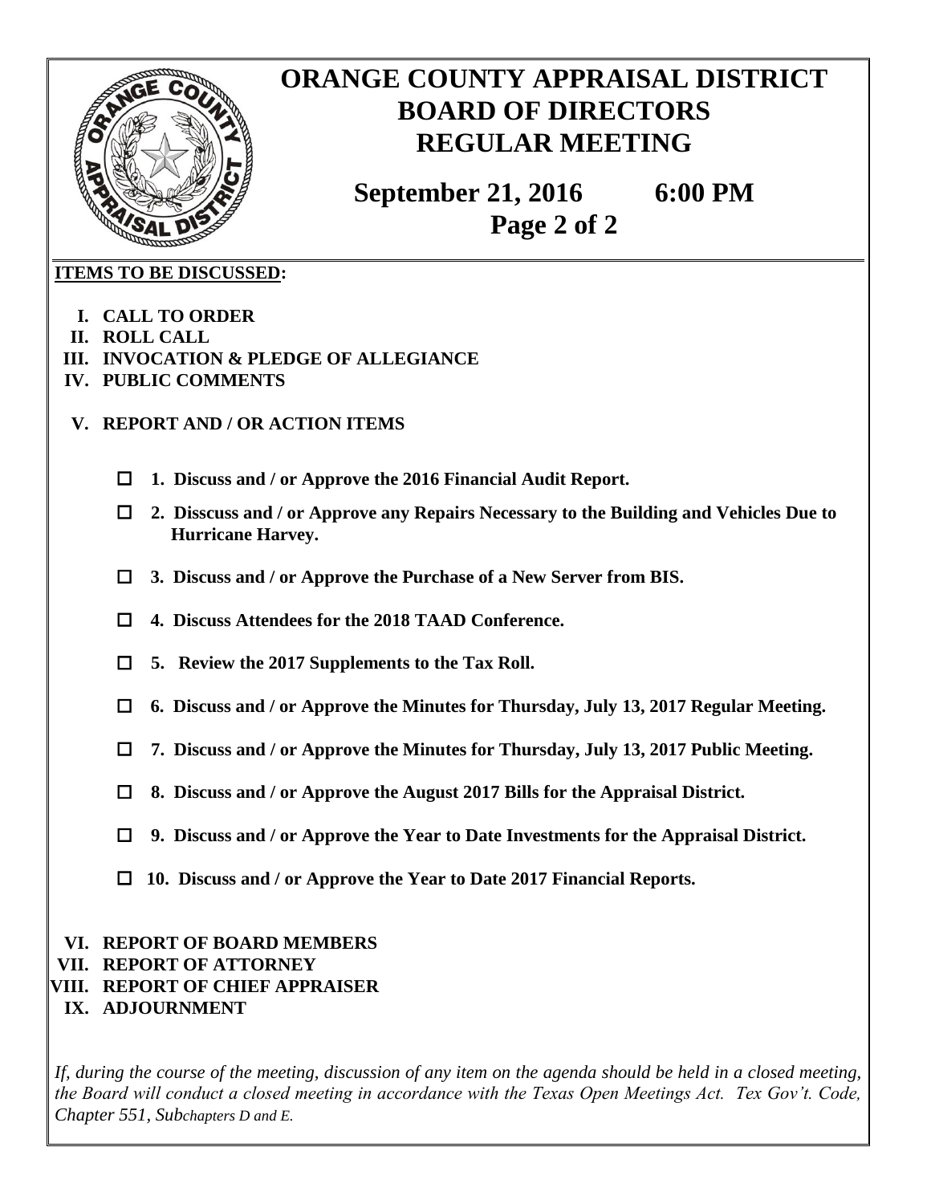# ORANGE COUNTY APPRAISAL DISTRICT
# BOARD OF DIRECTORS
# REGULAR MEETING

**September 21, 2016 6:00 PM**

**ITEMS TO BE DISCUSSED:**

- **I. CALL TO ORDER**
- **II. ROLL CALL**
- **III. INVOCATION & PLEDGE OF ALLEGIANCE**
- **IV. PUBLIC COMMENTS**
- **V. REPORT AND / OR ACTION ITEMS**
  - ☐ **1. Discuss and / or Approve the 2016 Financial Audit Report.**
  - ☐ **2. Disscuss and / or Approve any Repairs Necessary to the Building and Vehicles Due to Hurricane Harvey.**
  - ☐ **3. Discuss and / or Approve the Purchase of a New Server from BIS.**
  - ☐ **4. Discuss Attendees for the 2018 TAAD Conference.**
  - ☐ **5. Review the 2017 Supplements to the Tax Roll.**
  - ☐ **6. Discuss and / or Approve the Minutes for Thursday, July 13, 2017 Regular Meeting.**
  - ☐ **7. Discuss and / or Approve the Minutes for Thursday, July 13, 2017 Public Meeting.**
  - ☐ **8. Discuss and / or Approve the August 2017 Bills for the Appraisal District.**
  - ☐ **9. Discuss and / or Approve the Year to Date Investments for the Appraisal District.**
  - ☐ **10. Discuss and / or Approve the Year to Date 2017 Financial Reports.**
- **VI. REPORT OF BOARD MEMBERS**
- **VII. REPORT OF ATTORNEY**
- **VIII. REPORT OF CHIEF APPRAISER**
- **IX. ADJOURNMENT**

*If, during the course of the meeting, discussion of any item on the agenda should be held in a closed meeting, the Board will conduct a closed meeting in accordance with the Texas Open Meetings Act. Tex Gov't. Code, Chapter 551, Subchapters D and E.*